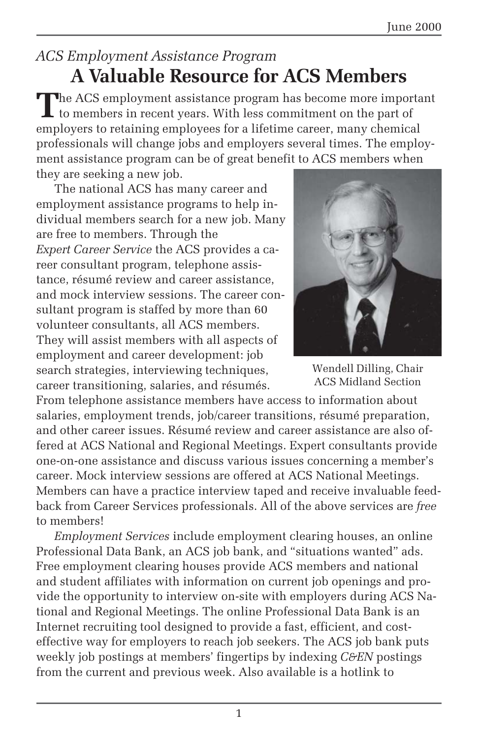*ACS Employment Assistance Program*

# A Valuable Resource for ACS Members

The ACS employment assistance program has become more important to members in recent years. With less commitment on the part of employers to retaining employees for a lifetime career, many chemical professionals will change jobs and employers several times. The employment assistance program can be of great benefit to ACS members when they are seeking a new job.

The national ACS has many career and employment assistance programs to help individual members search for a new job. Many are free to members. Through the *Expert Career Service* the ACS provides a career consultant program, telephone assistance, résumé review and career assistance, and mock interview sessions. The career consultant program is staffed by more than 60 volunteer consultants, all ACS members. They will assist members with all aspects of employment and career development: job search strategies, interviewing techniques, career transitioning, salaries, and résumés. From telephone assistance members have access to information about salaries, employment trends, job/career transitions, résumé preparation, and other career issues. Résumé review and career assistance are also offered at ACS National and Regional Meetings. Expert consultants provide one-on-one assistance and discuss various issues concerning a member's career. Mock interview sessions are offered at ACS National Meetings. Members can have a practice interview taped and receive invaluable feedback from Career Services professionals. All of the above services are *free* to members!

Wendell Dilling, Chair
ACS Midland Section

*Employment Services* include employment clearing houses, an online Professional Data Bank, an ACS job bank, and "situations wanted" ads. Free employment clearing houses provide ACS members and national and student affiliates with information on current job openings and provide the opportunity to interview on-site with employers during ACS National and Regional Meetings. The online Professional Data Bank is an Internet recruiting tool designed to provide a fast, efficient, and cost-effective way for employers to reach job seekers. The ACS job bank puts weekly job postings at members' fingertips by indexing *C&EN* postings from the current and previous week. Also available is a hotlink to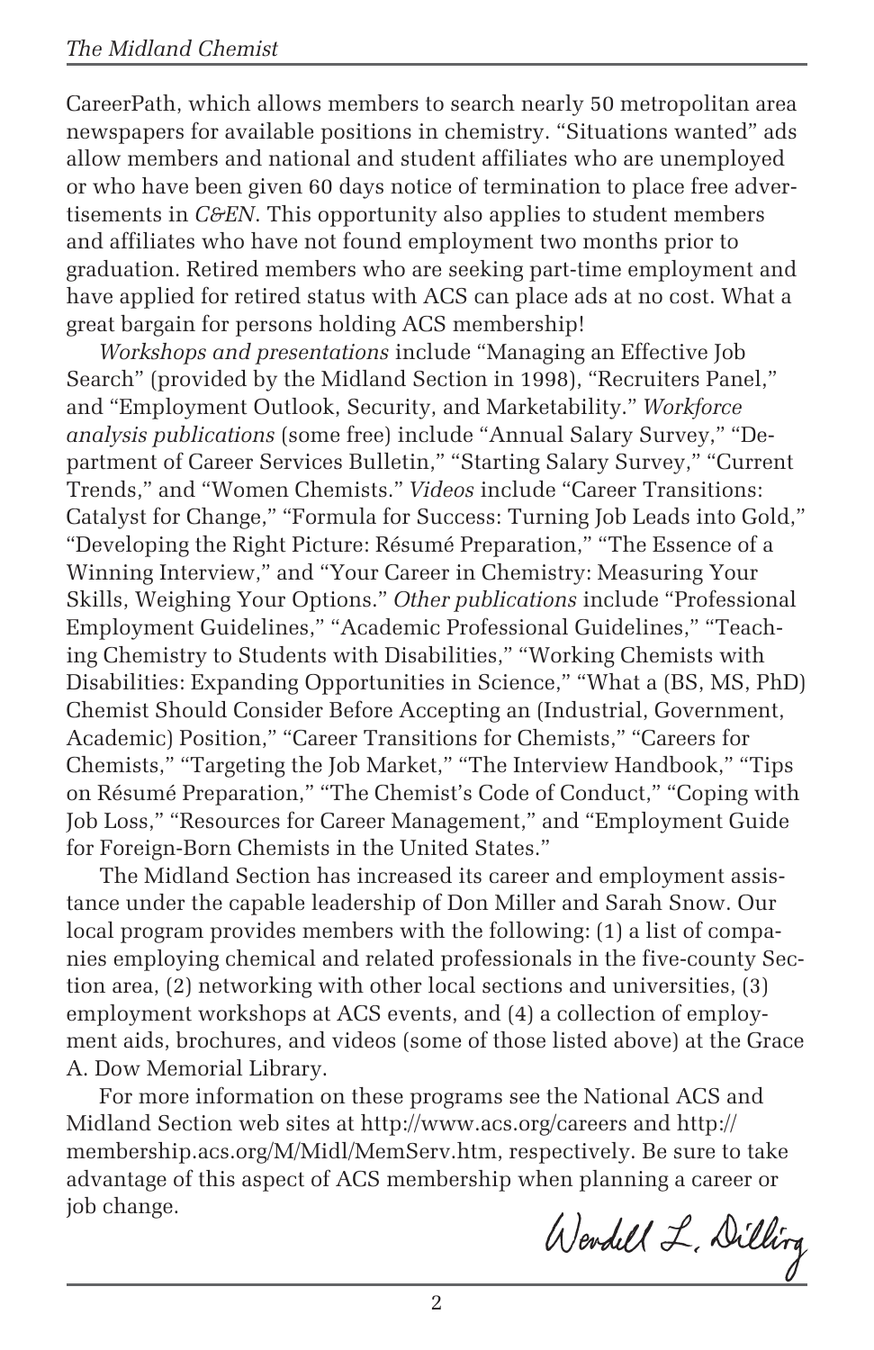CareerPath, which allows members to search nearly 50 metropolitan area newspapers for available positions in chemistry. "Situations wanted" ads allow members and national and student affiliates who are unemployed or who have been given 60 days notice of termination to place free advertisements in *C&EN*. This opportunity also applies to student members and affiliates who have not found employment two months prior to graduation. Retired members who are seeking part-time employment and have applied for retired status with ACS can place ads at no cost. What a great bargain for persons holding ACS membership!

*Workshops and presentations* include "Managing an Effective Job Search" (provided by the Midland Section in 1998), "Recruiters Panel," and "Employment Outlook, Security, and Marketability." *Workforce analysis publications* (some free) include "Annual Salary Survey," "Department of Career Services Bulletin," "Starting Salary Survey," "Current Trends," and "Women Chemists." *Videos* include "Career Transitions: Catalyst for Change," "Formula for Success: Turning Job Leads into Gold," "Developing the Right Picture: Résumé Preparation," "The Essence of a Winning Interview," and "Your Career in Chemistry: Measuring Your Skills, Weighing Your Options." *Other publications* include "Professional Employment Guidelines," "Academic Professional Guidelines," "Teaching Chemistry to Students with Disabilities," "Working Chemists with Disabilities: Expanding Opportunities in Science," "What a (BS, MS, PhD) Chemist Should Consider Before Accepting an (Industrial, Government, Academic) Position," "Career Transitions for Chemists," "Careers for Chemists," "Targeting the Job Market," "The Interview Handbook," "Tips on Résumé Preparation," "The Chemist's Code of Conduct," "Coping with Job Loss," "Resources for Career Management," and "Employment Guide for Foreign-Born Chemists in the United States."

The Midland Section has increased its career and employment assistance under the capable leadership of Don Miller and Sarah Snow. Our local program provides members with the following: (1) a list of companies employing chemical and related professionals in the five-county Section area, (2) networking with other local sections and universities, (3) employment workshops at ACS events, and (4) a collection of employment aids, brochures, and videos (some of those listed above) at the Grace A. Dow Memorial Library.

For more information on these programs see the National ACS and Midland Section web sites at http://www.acs.org/careers and http://membership.acs.org/M/Midl/MemServ.htm, respectively. Be sure to take advantage of this aspect of ACS membership when planning a career or job change.

Wendell L. Dilling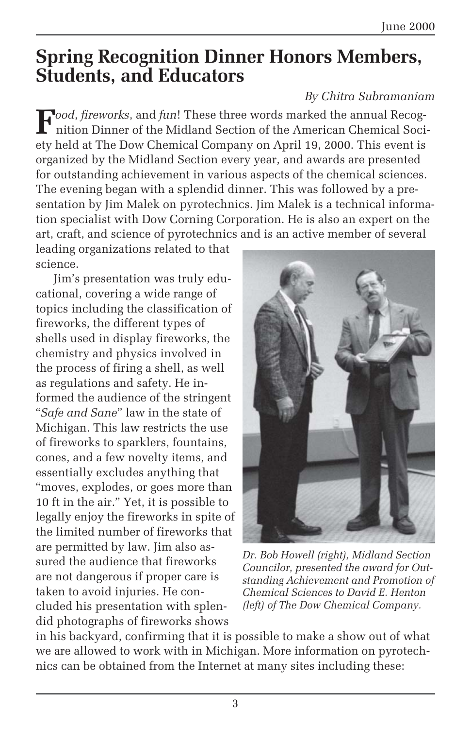# Spring Recognition Dinner Honors Members, Students, and Educators

*By Chitra Subramaniam*

*Food*, *fireworks*, and *fun*! These three words marked the annual Recognition Dinner of the Midland Section of the American Chemical Society held at The Dow Chemical Company on April 19, 2000. This event is organized by the Midland Section every year, and awards are presented for outstanding achievement in various aspects of the chemical sciences. The evening began with a splendid dinner. This was followed by a presentation by Jim Malek on pyrotechnics. Jim Malek is a technical information specialist with Dow Corning Corporation. He is also an expert on the art, craft, and science of pyrotechnics and is an active member of several leading organizations related to that science.

Jim's presentation was truly educational, covering a wide range of topics including the classification of fireworks, the different types of shells used in display fireworks, the chemistry and physics involved in the process of firing a shell, as well as regulations and safety. He informed the audience of the stringent "*Safe and Sane*" law in the state of Michigan. This law restricts the use of fireworks to sparklers, fountains, cones, and a few novelty items, and essentially excludes anything that "moves, explodes, or goes more than 10 ft in the air." Yet, it is possible to legally enjoy the fireworks in spite of the limited number of fireworks that are permitted by law. Jim also assured the audience that fireworks are not dangerous if proper care is taken to avoid injuries. He concluded his presentation with splendid photographs of fireworks shows in his backyard, confirming that it is possible to make a show out of what we are allowed to work with in Michigan. More information on pyrotechnics can be obtained from the Internet at many sites including these:

*Dr. Bob Howell (right), Midland Section Councilor, presented the award for Outstanding Achievement and Promotion of Chemical Sciences to David E. Henton (left) of The Dow Chemical Company.*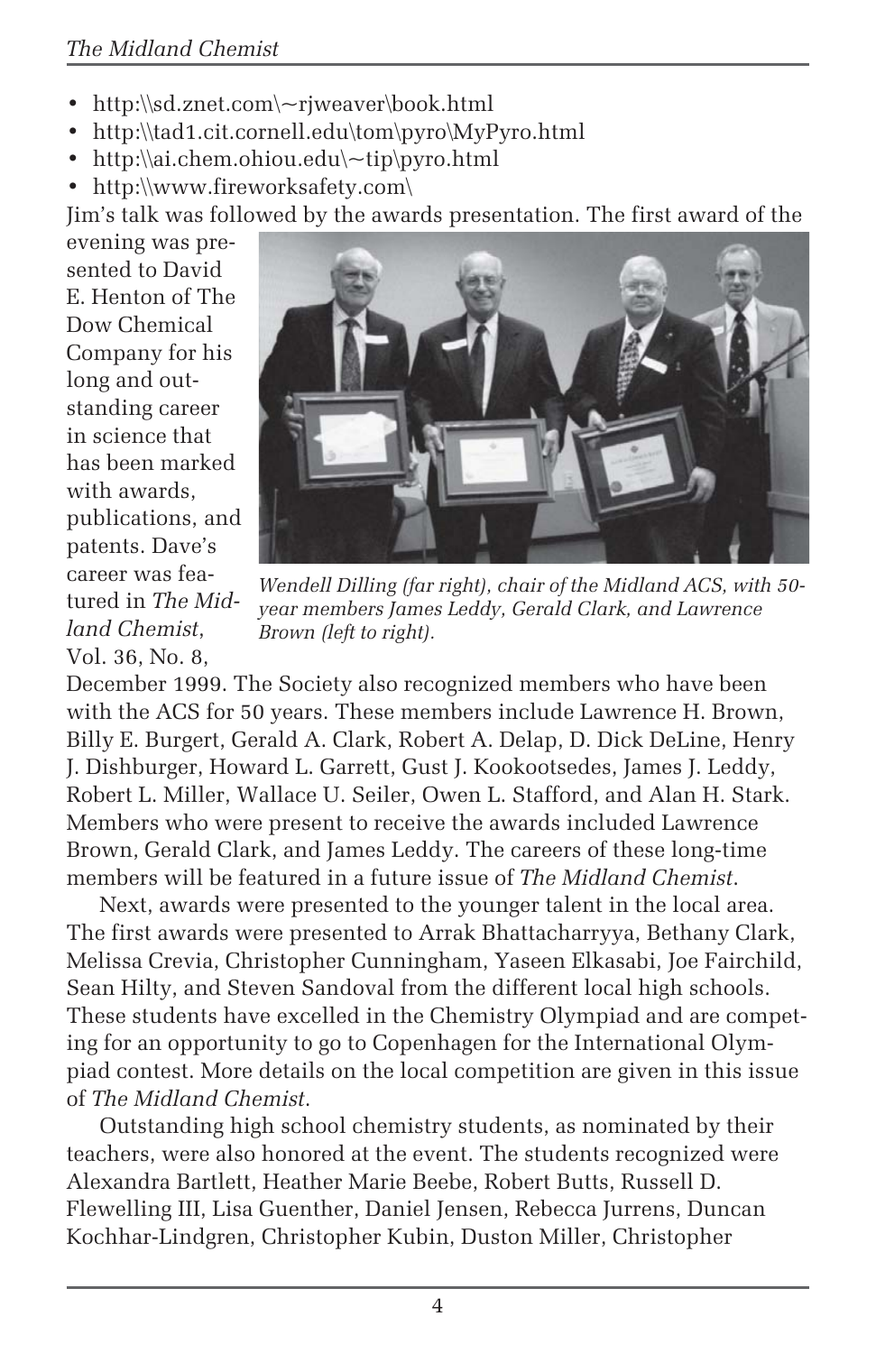- http:\\sd.znet.com\~rjweaver\book.html
- http:\\tad1.cit.cornell.edu\tom\pyro\MyPyro.html
- http:\\ai.chem.ohiou.edu\~tip\pyro.html
- http:\\www.fireworksafety.com\

Jim's talk was followed by the awards presentation. The first award of the evening was presented to David E. Henton of The Dow Chemical Company for his long and outstanding career in science that has been marked with awards, publications, and patents. Dave's career was featured in *The Midland Chemist*, Vol. 36, No. 8, December 1999. The Society also recognized members who have been with the ACS for 50 years. These members include Lawrence H. Brown, Billy E. Burgert, Gerald A. Clark, Robert A. Delap, D. Dick DeLine, Henry J. Dishburger, Howard L. Garrett, Gust J. Kookootsedes, James J. Leddy, Robert L. Miller, Wallace U. Seiler, Owen L. Stafford, and Alan H. Stark. Members who were present to receive the awards included Lawrence Brown, Gerald Clark, and James Leddy. The careers of these long-time members will be featured in a future issue of *The Midland Chemist*.

*Wendell Dilling (far right), chair of the Midland ACS, with 50-year members James Leddy, Gerald Clark, and Lawrence Brown (left to right).*

Next, awards were presented to the younger talent in the local area. The first awards were presented to Arrak Bhattacharryya, Bethany Clark, Melissa Crevia, Christopher Cunningham, Yaseen Elkasabi, Joe Fairchild, Sean Hilty, and Steven Sandoval from the different local high schools. These students have excelled in the Chemistry Olympiad and are competing for an opportunity to go to Copenhagen for the International Olympiad contest. More details on the local competition are given in this issue of *The Midland Chemist*.

Outstanding high school chemistry students, as nominated by their teachers, were also honored at the event. The students recognized were Alexandra Bartlett, Heather Marie Beebe, Robert Butts, Russell D. Flewelling III, Lisa Guenther, Daniel Jensen, Rebecca Jurrens, Duncan Kochhar-Lindgren, Christopher Kubin, Duston Miller, Christopher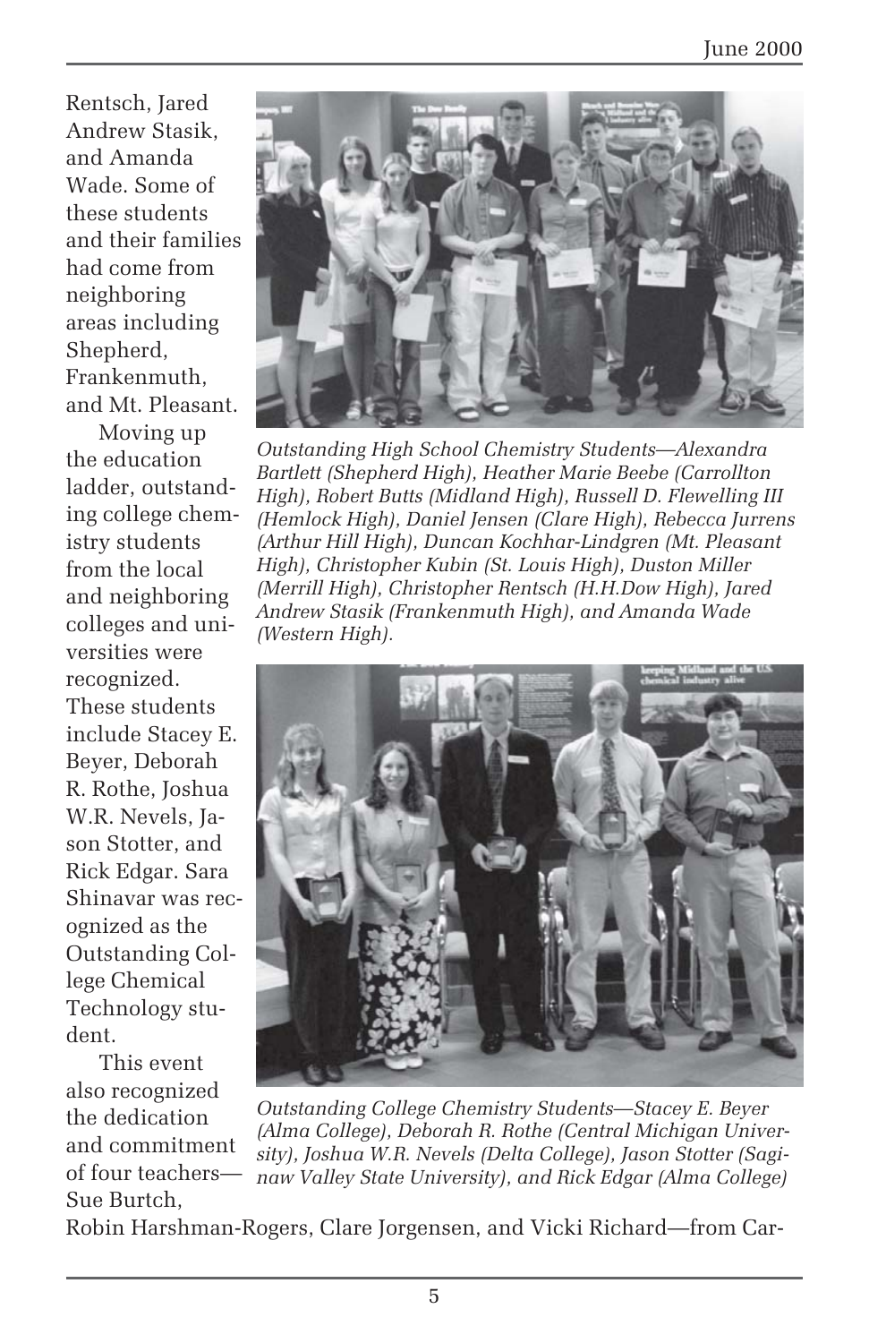Rentsch, Jared Andrew Stasik, and Amanda Wade. Some of these students and their families had come from neighboring areas including Shepherd, Frankenmuth, and Mt. Pleasant.

Moving up the education ladder, outstanding college chemistry students from the local and neighboring colleges and universities were recognized. These students include Stacey E. Beyer, Deborah R. Rothe, Joshua W.R. Nevels, Jason Stotter, and Rick Edgar. Sara Shinavar was recognized as the Outstanding College Chemical Technology student.

This event also recognized the dedication and commitment of four teachers—Sue Burtch, Robin Harshman-Rogers, Clare Jorgensen, and Vicki Richard—from Car-

*Outstanding High School Chemistry Students—Alexandra Bartlett (Shepherd High), Heather Marie Beebe (Carrollton High), Robert Butts (Midland High), Russell D. Flewelling III (Hemlock High), Daniel Jensen (Clare High), Rebecca Jurrens (Arthur Hill High), Duncan Kochhar-Lindgren (Mt. Pleasant High), Christopher Kubin (St. Louis High), Duston Miller (Merrill High), Christopher Rentsch (H.H.Dow High), Jared Andrew Stasik (Frankenmuth High), and Amanda Wade (Western High).*

*Outstanding College Chemistry Students—Stacey E. Beyer (Alma College), Deborah R. Rothe (Central Michigan University), Joshua W.R. Nevels (Delta College), Jason Stotter (Saginaw Valley State University), and Rick Edgar (Alma College)*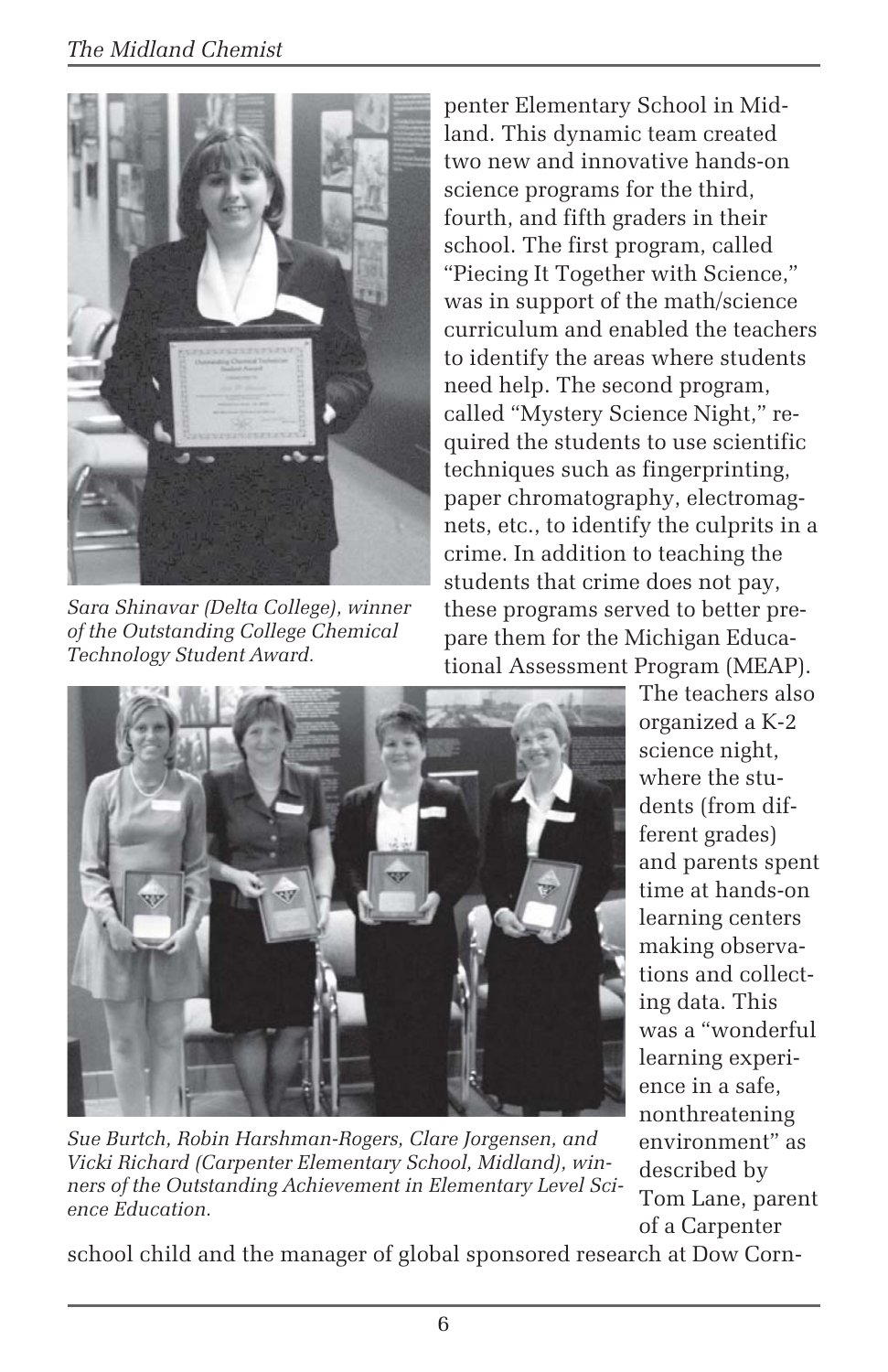Sara Shinavar (Delta College), winner of the Outstanding College Chemical Technology Student Award.

penter Elementary School in Midland. This dynamic team created two new and innovative hands-on science programs for the third, fourth, and fifth graders in their school. The first program, called "Piecing It Together with Science," was in support of the math/science curriculum and enabled the teachers to identify the areas where students need help. The second program, called "Mystery Science Night," required the students to use scientific techniques such as fingerprinting, paper chromatography, electromagnets, etc., to identify the culprits in a crime. In addition to teaching the students that crime does not pay, these programs served to better prepare them for the Michigan Educational Assessment Program (MEAP). The teachers also organized a K-2 science night, where the students (from different grades) and parents spent time at hands-on learning centers making observations and collecting data. This was a "wonderful learning experience in a safe, nonthreatening environment" as described by Tom Lane, parent of a Carpenter school child and the manager of global sponsored research at Dow Corn-

*Sue Burtch, Robin Harshman-Rogers, Clare Jorgensen, and Vicki Richard (Carpenter Elementary School, Midland), winners of the Outstanding Achievement in Elementary Level Science Education.*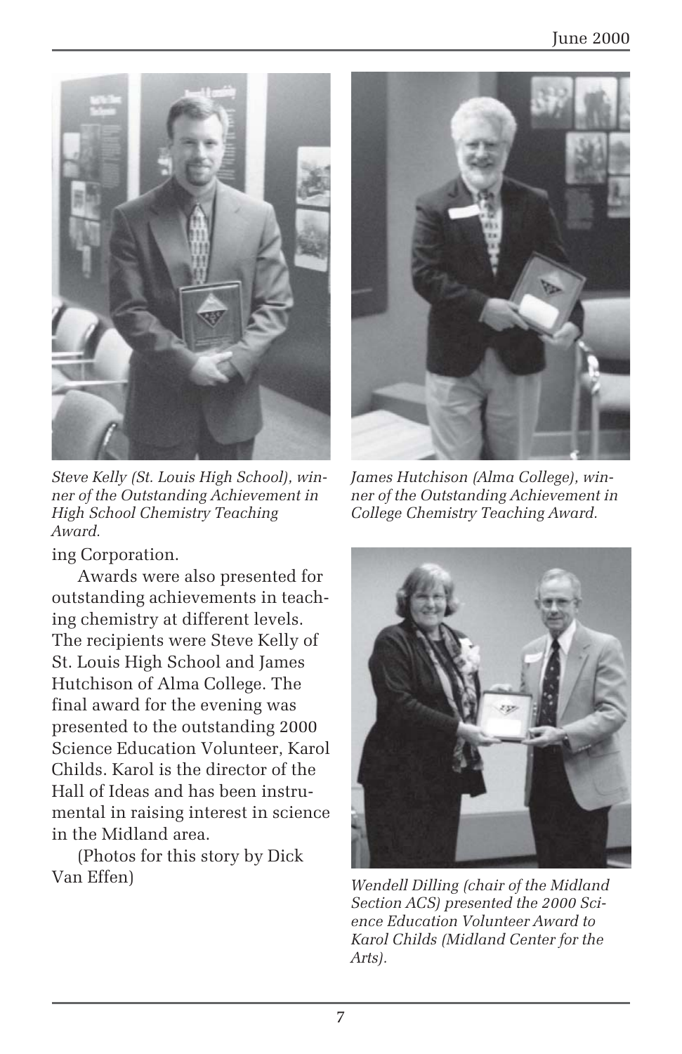*Steve Kelly (St. Louis High School), winner of the Outstanding Achievement in High School Chemistry Teaching Award.*

*James Hutchison (Alma College), winner of the Outstanding Achievement in College Chemistry Teaching Award.*

ing Corporation.

Awards were also presented for outstanding achievements in teaching chemistry at different levels. The recipients were Steve Kelly of St. Louis High School and James Hutchison of Alma College. The final award for the evening was presented to the outstanding 2000 Science Education Volunteer, Karol Childs. Karol is the director of the Hall of Ideas and has been instrumental in raising interest in science in the Midland area.

(Photos for this story by Dick Van Effen)

*Wendell Dilling (chair of the Midland Section ACS) presented the 2000 Science Education Volunteer Award to Karol Childs (Midland Center for the Arts).*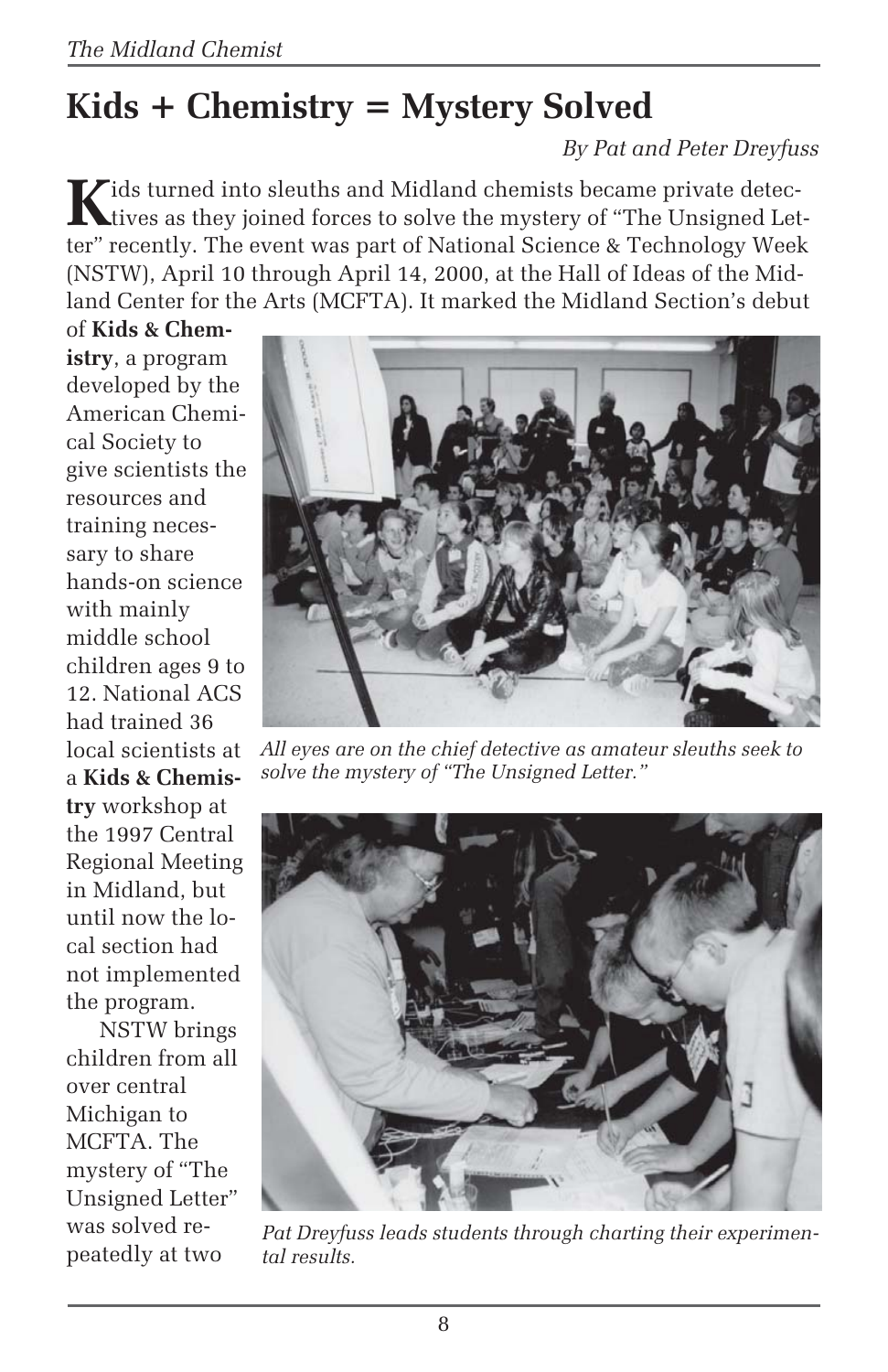# Kids + Chemistry = Mystery Solved

*By Pat and Peter Dreyfuss*

Kids turned into sleuths and Midland chemists became private detectives as they joined forces to solve the mystery of "The Unsigned Letter" recently. The event was part of National Science & Technology Week (NSTW), April 10 through April 14, 2000, at the Hall of Ideas of the Midland Center for the Arts (MCFTA). It marked the Midland Section's debut of **Kids & Chemistry**, a program developed by the American Chemical Society to give scientists the resources and training necessary to share hands-on science with mainly middle school children ages 9 to 12. National ACS had trained 36 local scientists at a **Kids & Chemistry** workshop at the 1997 Central Regional Meeting in Midland, but until now the local section had not implemented the program.

*All eyes are on the chief detective as amateur sleuths seek to solve the mystery of "The Unsigned Letter."*

*Pat Dreyfuss leads students through charting their experimental results.*

NSTW brings children from all over central Michigan to MCFTA. The mystery of "The Unsigned Letter" was solved repeatedly at two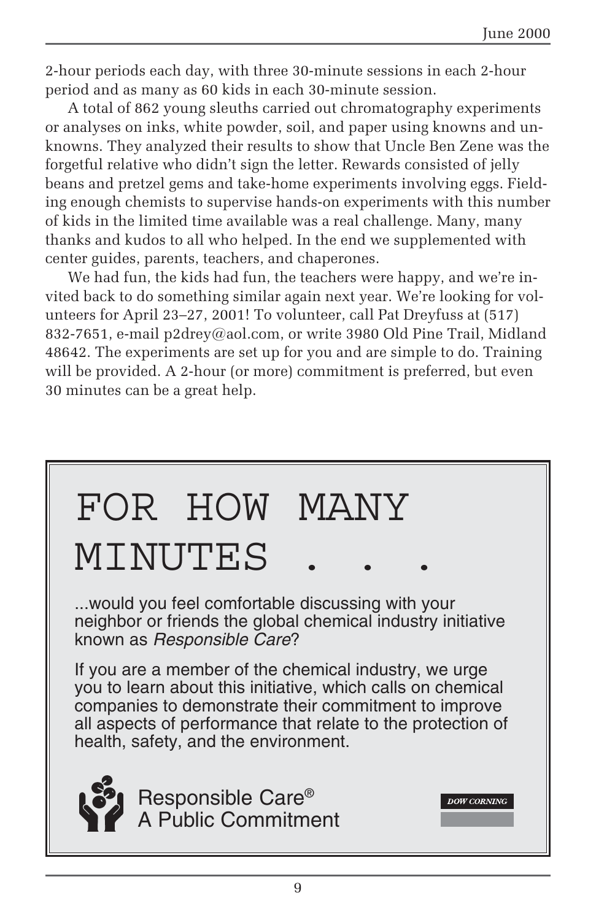2-hour periods each day, with three 30-minute sessions in each 2-hour period and as many as 60 kids in each 30-minute session.

A total of 862 young sleuths carried out chromatography experiments or analyses on inks, white powder, soil, and paper using knowns and unknowns. They analyzed their results to show that Uncle Ben Zene was the forgetful relative who didn't sign the letter. Rewards consisted of jelly beans and pretzel gems and take-home experiments involving eggs. Fielding enough chemists to supervise hands-on experiments with this number of kids in the limited time available was a real challenge. Many, many thanks and kudos to all who helped. In the end we supplemented with center guides, parents, teachers, and chaperones.

We had fun, the kids had fun, the teachers were happy, and we're invited back to do something similar again next year. We're looking for volunteers for April 23–27, 2001! To volunteer, call Pat Dreyfuss at (517) 832-7651, e-mail p2drey@aol.com, or write 3980 Old Pine Trail, Midland 48642. The experiments are set up for you and are simple to do. Training will be provided. A 2-hour (or more) commitment is preferred, but even 30 minutes can be a great help.

# FOR HOW MANY MINUTES . . .

...would you feel comfortable discussing with your neighbor or friends the global chemical industry initiative known as *Responsible Care*?

If you are a member of the chemical industry, we urge you to learn about this initiative, which calls on chemical companies to demonstrate their commitment to improve all aspects of performance that relate to the protection of health, safety, and the environment.

Responsible Care®
A Public Commitment

DOW CORNING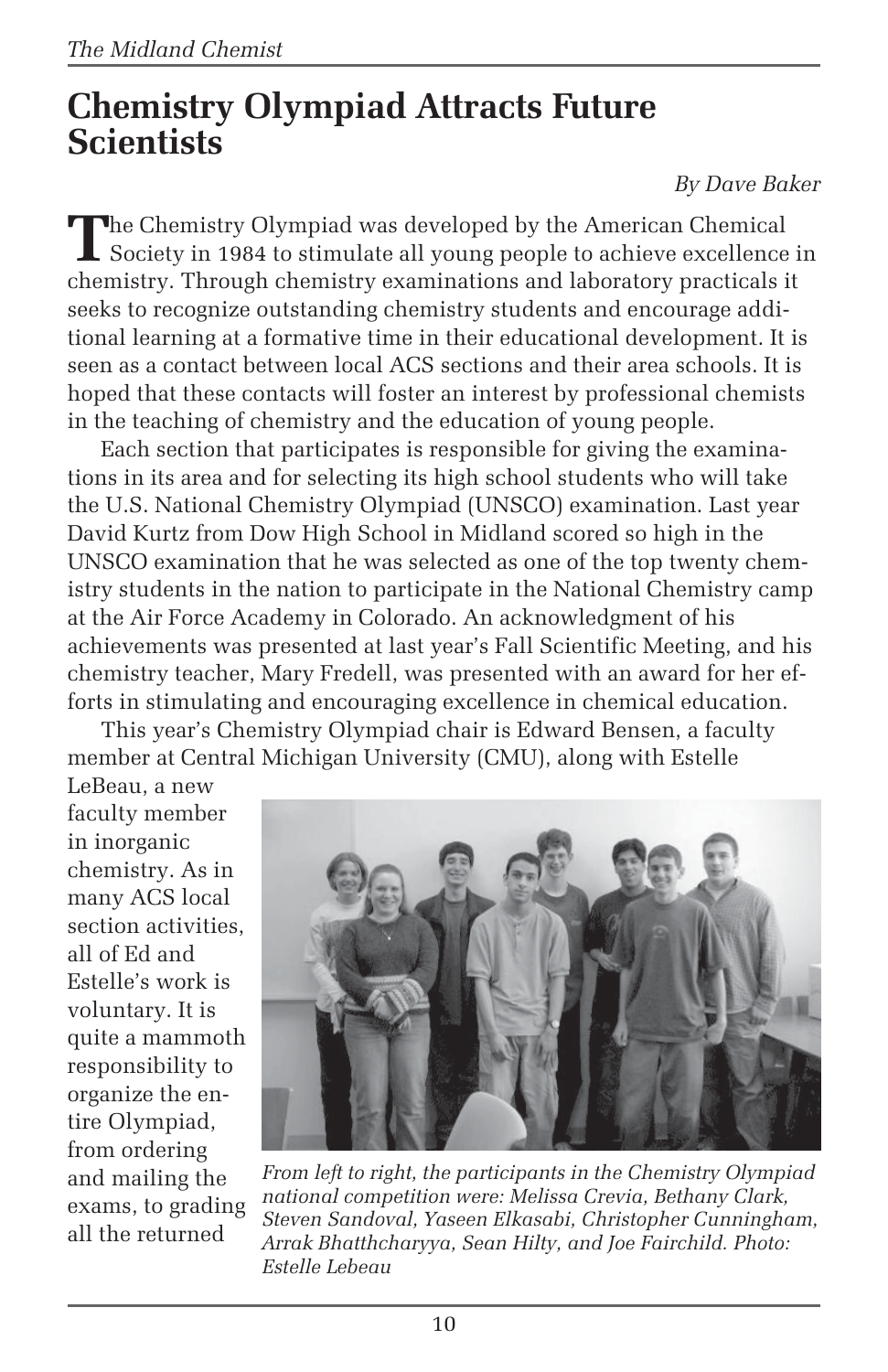# Chemistry Olympiad Attracts Future Scientists

*By Dave Baker*

The Chemistry Olympiad was developed by the American Chemical Society in 1984 to stimulate all young people to achieve excellence in chemistry. Through chemistry examinations and laboratory practicals it seeks to recognize outstanding chemistry students and encourage additional learning at a formative time in their educational development. It is seen as a contact between local ACS sections and their area schools. It is hoped that these contacts will foster an interest by professional chemists in the teaching of chemistry and the education of young people.

Each section that participates is responsible for giving the examinations in its area and for selecting its high school students who will take the U.S. National Chemistry Olympiad (UNSCO) examination. Last year David Kurtz from Dow High School in Midland scored so high in the UNSCO examination that he was selected as one of the top twenty chemistry students in the nation to participate in the National Chemistry camp at the Air Force Academy in Colorado. An acknowledgment of his achievements was presented at last year's Fall Scientific Meeting, and his chemistry teacher, Mary Fredell, was presented with an award for her efforts in stimulating and encouraging excellence in chemical education.

This year's Chemistry Olympiad chair is Edward Bensen, a faculty member at Central Michigan University (CMU), along with Estelle LeBeau, a new faculty member in inorganic chemistry. As in many ACS local section activities, all of Ed and Estelle's work is voluntary. It is quite a mammoth responsibility to organize the entire Olympiad, from ordering and mailing the exams, to grading all the returned

*From left to right, the participants in the Chemistry Olympiad national competition were: Melissa Crevia, Bethany Clark, Steven Sandoval, Yaseen Elkasabi, Christopher Cunningham, Arrak Bhatthcharyya, Sean Hilty, and Joe Fairchild. Photo: Estelle Lebeau*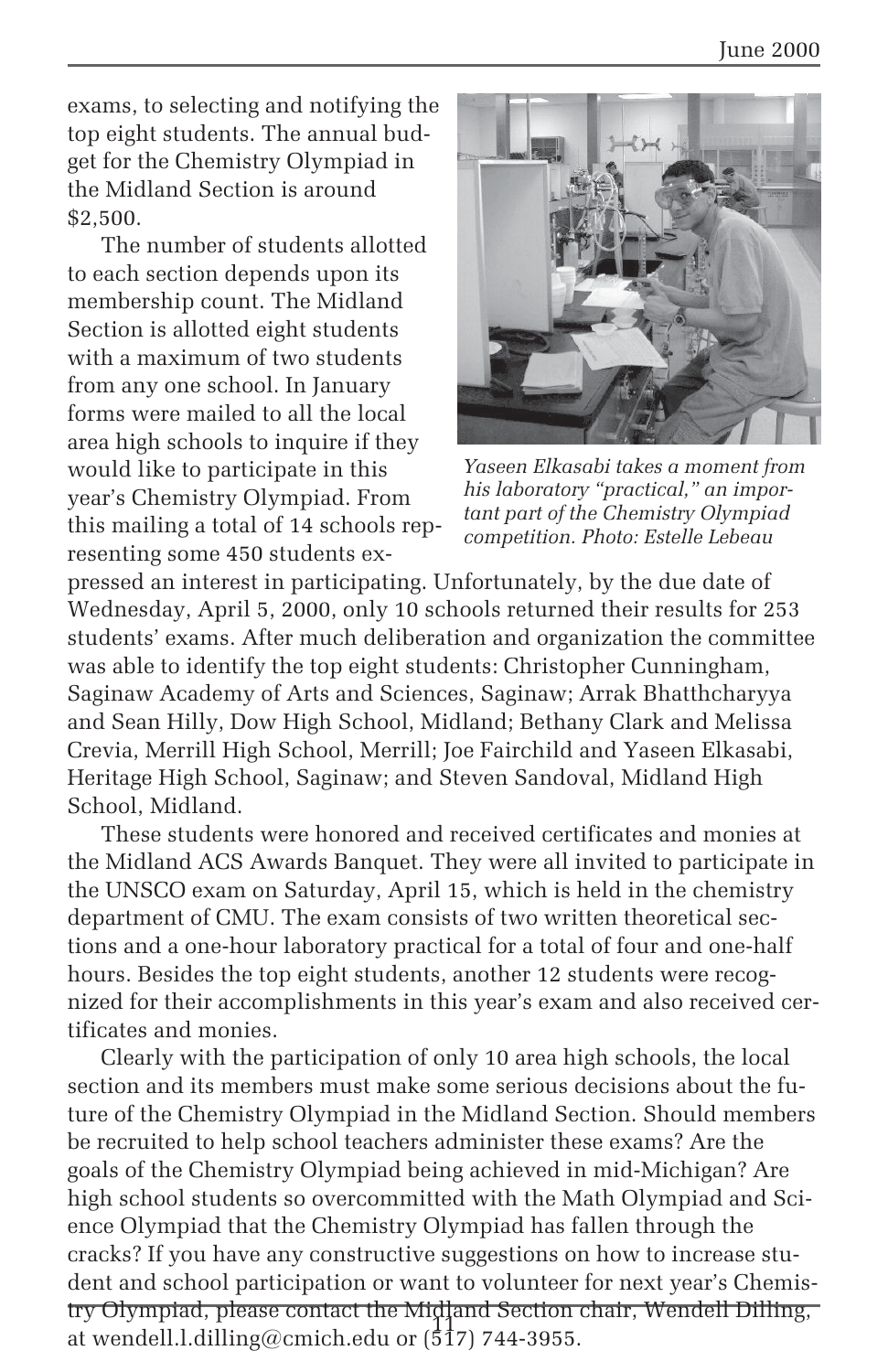exams, to selecting and notifying the top eight students. The annual budget for the Chemistry Olympiad in the Midland Section is around $2,500.

The number of students allotted to each section depends upon its membership count. The Midland Section is allotted eight students with a maximum of two students from any one school. In January forms were mailed to all the local area high schools to inquire if they would like to participate in this year's Chemistry Olympiad. From this mailing a total of 14 schools representing some 450 students expressed an interest in participating. Unfortunately, by the due date of Wednesday, April 5, 2000, only 10 schools returned their results for 253 students' exams. After much deliberation and organization the committee was able to identify the top eight students: Christopher Cunningham, Saginaw Academy of Arts and Sciences, Saginaw; Arrak Bhatthcharyya and Sean Hilly, Dow High School, Midland; Bethany Clark and Melissa Crevia, Merrill High School, Merrill; Joe Fairchild and Yaseen Elkasabi, Heritage High School, Saginaw; and Steven Sandoval, Midland High School, Midland.

*Yaseen Elkasabi takes a moment from his laboratory "practical," an important part of the Chemistry Olympiad competition. Photo: Estelle Lebeau*

These students were honored and received certificates and monies at the Midland ACS Awards Banquet. They were all invited to participate in the UNSCO exam on Saturday, April 15, which is held in the chemistry department of CMU. The exam consists of two written theoretical sections and a one-hour laboratory practical for a total of four and one-half hours. Besides the top eight students, another 12 students were recognized for their accomplishments in this year's exam and also received certificates and monies.

Clearly with the participation of only 10 area high schools, the local section and its members must make some serious decisions about the future of the Chemistry Olympiad in the Midland Section. Should members be recruited to help school teachers administer these exams? Are the goals of the Chemistry Olympiad being achieved in mid-Michigan? Are high school students so overcommitted with the Math Olympiad and Science Olympiad that the Chemistry Olympiad has fallen through the cracks? If you have any constructive suggestions on how to increase student and school participation or want to volunteer for next year's Chemistry Olympiad, please contact the Midland Section chair, Wendell Dilling, at wendell.l.dilling@cmich.edu or (517) 744-3955.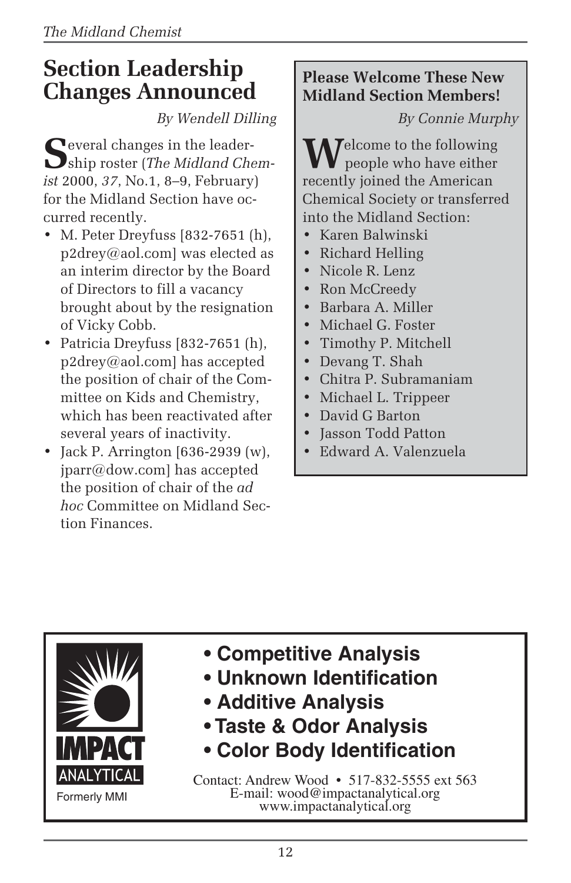## Section Leadership Changes Announced

*By Wendell Dilling*

Several changes in the leadership roster (*The Midland Chemist* 2000, *37*, No.1, 8–9, February) for the Midland Section have occurred recently.

- M. Peter Dreyfuss [832-7651 (h), p2drey@aol.com] was elected as an interim director by the Board of Directors to fill a vacancy brought about by the resignation of Vicky Cobb.
- Patricia Dreyfuss [832-7651 (h), p2drey@aol.com] has accepted the position of chair of the Committee on Kids and Chemistry, which has been reactivated after several years of inactivity.
- Jack P. Arrington [636-2939 (w), jparr@dow.com] has accepted the position of chair of the *ad hoc* Committee on Midland Section Finances.

### Please Welcome These New Midland Section Members!

*By Connie Murphy*

Welcome to the following people who have either recently joined the American Chemical Society or transferred into the Midland Section:

- Karen Balwinski
- Richard Helling
- Nicole R. Lenz
- Ron McCreedy
- Barbara A. Miller
- Michael G. Foster
- Timothy P. Mitchell
- Devang T. Shah
- Chitra P. Subramaniam
- Michael L. Trippeer
- David G Barton
- Jasson Todd Patton
- Edward A. Valenzuela

IMPACT ANALYTICAL

Formerly MMI

- **Competitive Analysis**
- **Unknown Identification**
- **Additive Analysis**
- **Taste & Odor Analysis**
- **Color Body Identification**

Contact: Andrew Wood • 517-832-5555 ext 563
E-mail: wood@impactanalytical.org
www.impactanalytical.org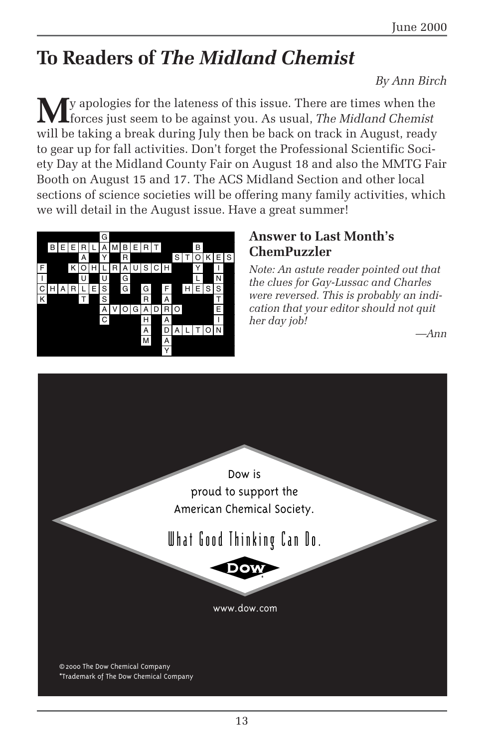# To Readers of *The Midland Chemist*

*By Ann Birch*

My apologies for the lateness of this issue. There are times when the forces just seem to be against you. As usual, *The Midland Chemist* will be taking a break during July then be back on track in August, ready to gear up for fall activities. Don't forget the Professional Scientific Society Day at the Midland County Fair on August 18 and also the MMTG Fair Booth on August 15 and 17. The ACS Midland Section and other local sections of science societies will be offering many family activities, which we will detail in the August issue. Have a great summer!

## Answer to Last Month's ChemPuzzler

*Note: An astute reader pointed out that the clues for Gay-Lussac and Charles were reversed. This is probably an indication that your editor should not quit her day job!*

—*Ann*

Dow is proud to support the American Chemical Society.

What Good Thinking Can Do.

DOW*

www.dow.com

©2000 The Dow Chemical Company
*Trademark of The Dow Chemical Company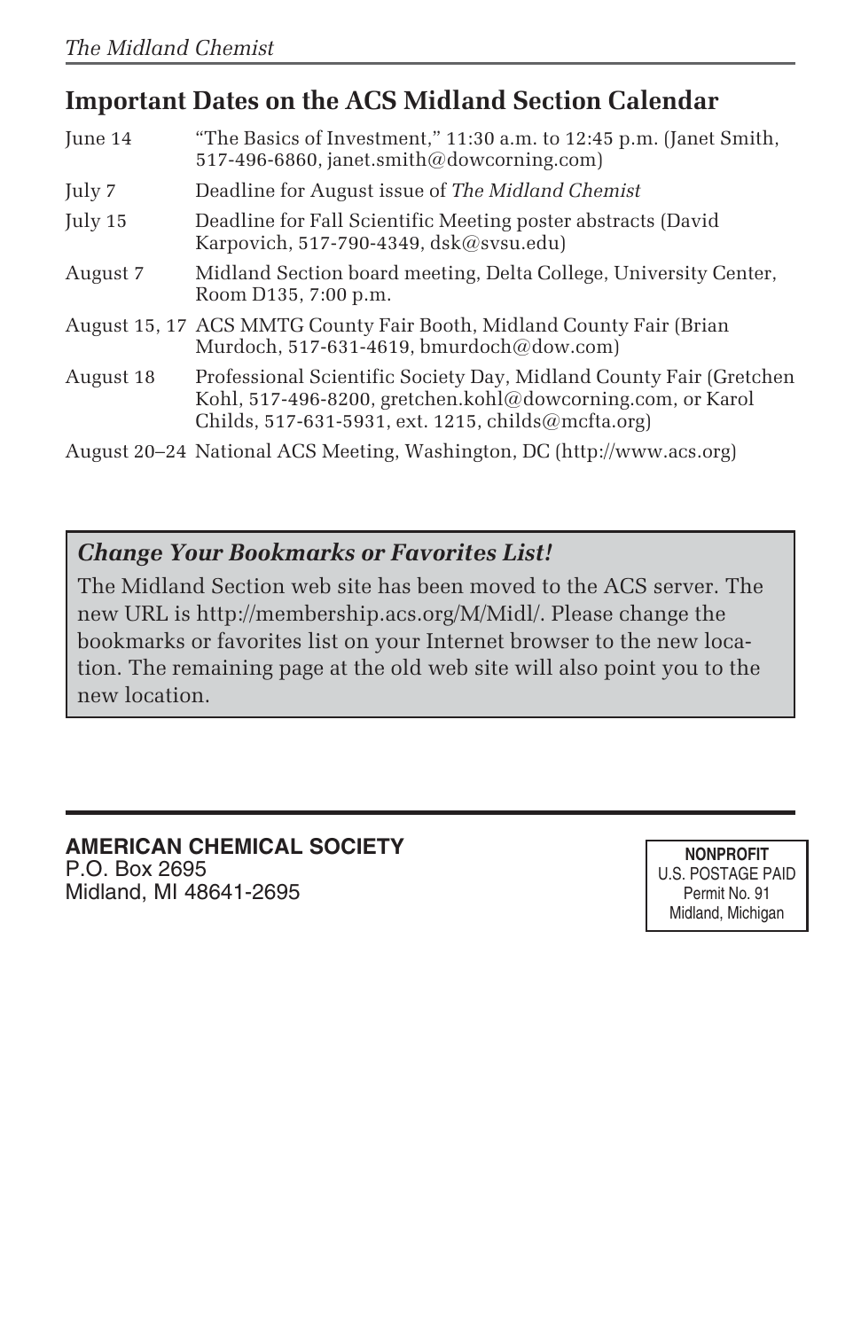## Important Dates on the ACS Midland Section Calendar

| | |
|---|---|
| June 14 | "The Basics of Investment," 11:30 a.m. to 12:45 p.m. (Janet Smith, 517-496-6860, janet.smith@dowcorning.com) |
| July 7 | Deadline for August issue of *The Midland Chemist* |
| July 15 | Deadline for Fall Scientific Meeting poster abstracts (David Karpovich, 517-790-4349, dsk@svsu.edu) |
| August 7 | Midland Section board meeting, Delta College, University Center, Room D135, 7:00 p.m. |
| August 15, 17 | ACS MMTG County Fair Booth, Midland County Fair (Brian Murdoch, 517-631-4619, bmurdoch@dow.com) |
| August 18 | Professional Scientific Society Day, Midland County Fair (Gretchen Kohl, 517-496-8200, gretchen.kohl@dowcorning.com, or Karol Childs, 517-631-5931, ext. 1215, childs@mcfta.org) |
| August 20–24 | National ACS Meeting, Washington, DC (http://www.acs.org) |

### *Change Your Bookmarks or Favorites List!*

The Midland Section web site has been moved to the ACS server. The new URL is http://membership.acs.org/M/Midl/. Please change the bookmarks or favorites list on your Internet browser to the new location. The remaining page at the old web site will also point you to the new location.

---

**AMERICAN CHEMICAL SOCIETY**
P.O. Box 2695
Midland, MI 48641-2695

**NONPROFIT**
U.S. POSTAGE PAID
Permit No. 91
Midland, Michigan